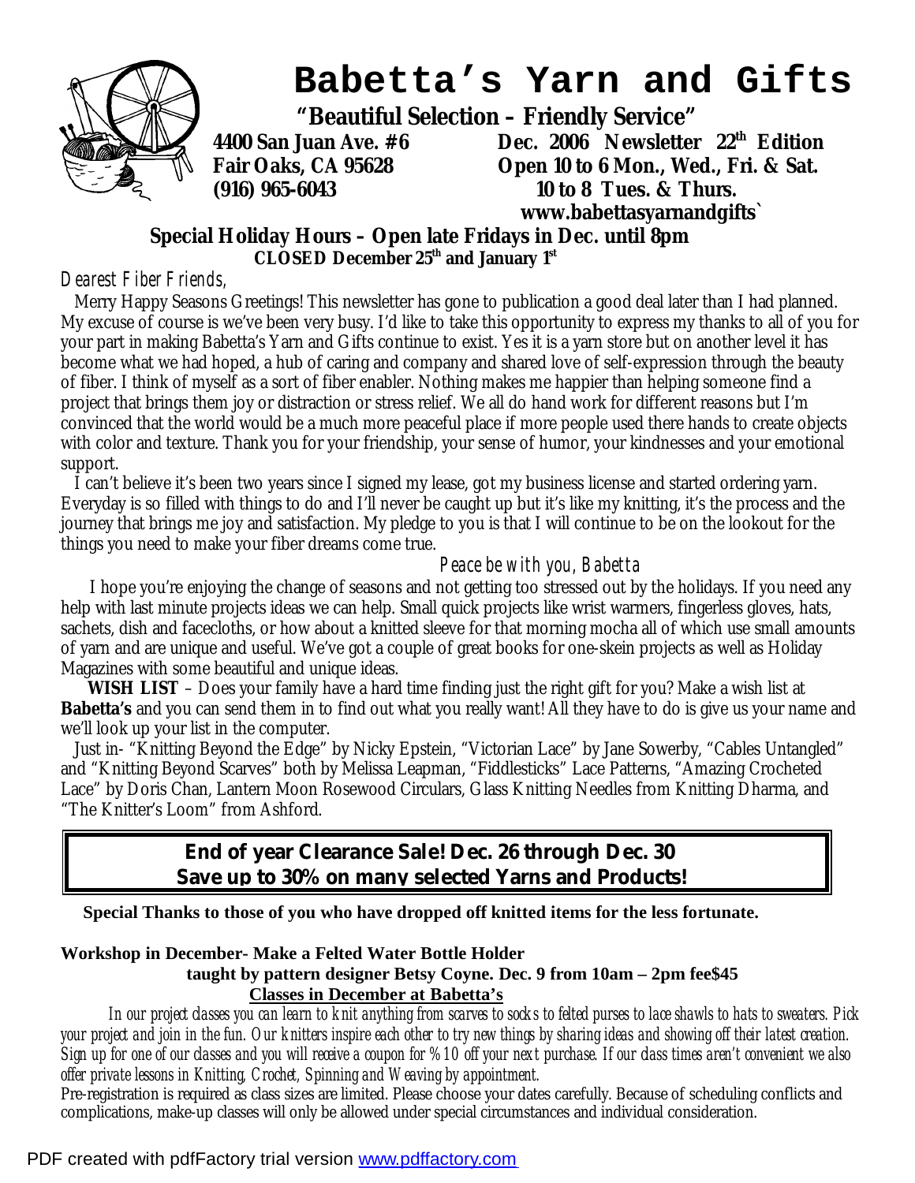# Babetta's Yarn and Gifts

**"Beautiful Selection – Friendly Service"**

**4400 San Juan Ave. #6**
**Fair Oaks, CA 95628**
**(916) 965-6043**

**Dec. 2006 Newsletter 22nd Edition**
**Open 10 to 6 Mon., Wed., Fri. & Sat.**
**10 to 8 Tues. & Thurs.**
**www.babettasyarnandgifts`**

**Special Holiday Hours – Open late Fridays in Dec. until 8pm**
**CLOSED December 25th and January 1st**

*Dearest Fiber Friends,*

Merry Happy Seasons Greetings! This newsletter has gone to publication a good deal later than I had planned. My excuse of course is we've been very busy. I'd like to take this opportunity to express my thanks to all of you for your part in making Babetta's Yarn and Gifts continue to exist. Yes it is a yarn store but on another level it has become what we had hoped, a hub of caring and company and shared love of self-expression through the beauty of fiber. I think of myself as a sort of fiber enabler. Nothing makes me happier than helping someone find a project that brings them joy or distraction or stress relief. We all do hand work for different reasons but I'm convinced that the world would be a much more peaceful place if more people used there hands to create objects with color and texture. Thank you for your friendship, your sense of humor, your kindnesses and your emotional support.

I can't believe it's been two years since I signed my lease, got my business license and started ordering yarn. Everyday is so filled with things to do and I'll never be caught up but it's like my knitting, it's the process and the journey that brings me joy and satisfaction. My pledge to you is that I will continue to be on the lookout for the things you need to make your fiber dreams come true.

*Peace be with you, Babetta*

I hope you're enjoying the change of seasons and not getting too stressed out by the holidays. If you need any help with last minute projects ideas we can help. Small quick projects like wrist warmers, fingerless gloves, hats, sachets, dish and facecloths, or how about a knitted sleeve for that morning mocha all of which use small amounts of yarn and are unique and useful. We've got a couple of great books for one-skein projects as well as Holiday Magazines with some beautiful and unique ideas.

**WISH LIST** – Does your family have a hard time finding just the right gift for you? Make a wish list at **Babetta's** and you can send them in to find out what you really want! All they have to do is give us your name and we'll look up your list in the computer.

Just in- "Knitting Beyond the Edge" by Nicky Epstein, "Victorian Lace" by Jane Sowerby, "Cables Untangled" and "Knitting Beyond Scarves" both by Melissa Leapman, "Fiddlesticks" Lace Patterns, "Amazing Crocheted Lace" by Doris Chan, Lantern Moon Rosewood Circulars, Glass Knitting Needles from Knitting Dharma, and "The Knitter's Loom" from Ashford.

**End of year Clearance Sale! Dec. 26 through Dec. 30**
**Save up to 30% on many selected Yarns and Products!**

**Special Thanks to those of you who have dropped off knitted items for the less fortunate.**

**Workshop in December- Make a Felted Water Bottle Holder**
**taught by pattern designer Betsy Coyne. Dec. 9 from 10am – 2pm fee$45**

## Classes in December at Babetta's

*In our project classes you can learn to knit anything from scarves to socks to felted purses to lace shawls to hats to sweaters. Pick your project and join in the fun. Our knitters inspire each other to try new things by sharing ideas and showing off their latest creation. Sign up for one of our classes and you will receive a coupon for %10 off your next purchase. If our class times aren't convenient we also offer private lessons in Knitting, Crochet, Spinning and Weaving by appointment.*

Pre-registration is required as class sizes are limited. Please choose your dates carefully. Because of scheduling conflicts and complications, make-up classes will only be allowed under special circumstances and individual consideration.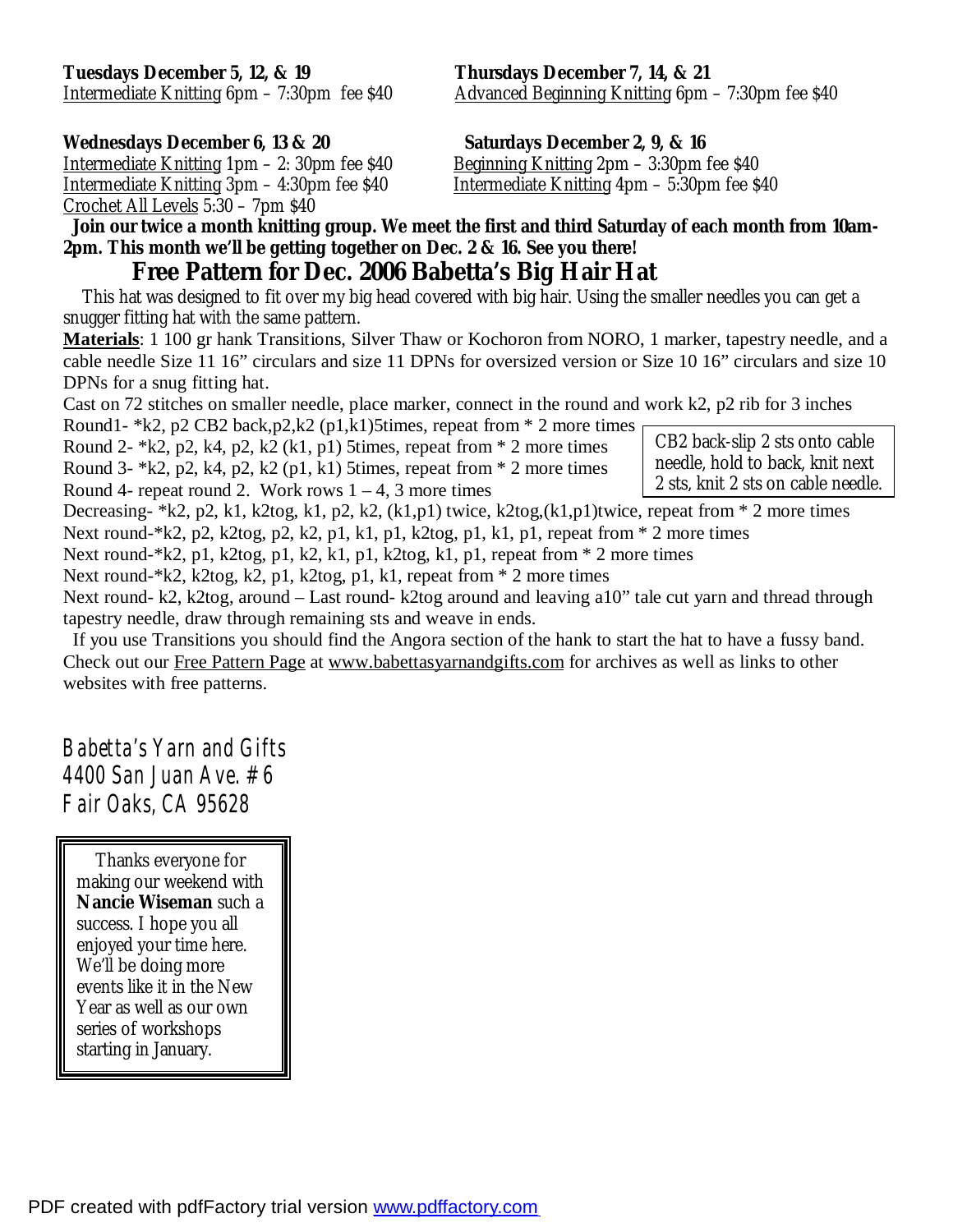**Tuesdays December 5, 12, & 19**
Intermediate Knitting 6pm – 7:30pm fee $40

**Wednesdays December 6, 13 & 20**
Intermediate Knitting 1pm – 2: 30pm fee $40
Intermediate Knitting 3pm – 4:30pm fee $40
Crochet All Levels 5:30 – 7pm $40

**Thursdays December 7, 14, & 21**
Advanced Beginning Knitting 6pm – 7:30pm fee $40

**Saturdays December 2, 9, & 16**
Beginning Knitting 2pm – 3:30pm fee $40
Intermediate Knitting 4pm – 5:30pm fee $40

**Join our twice a month knitting group. We meet the first and third Saturday of each month from 10am-2pm. This month we'll be getting together on Dec. 2 & 16. See you there!**

# Free Pattern for Dec. 2006 Babetta's Big Hair Hat

This hat was designed to fit over my big head covered with big hair. Using the smaller needles you can get a snugger fitting hat with the same pattern.

**Materials**: 1 100 gr hank Transitions, Silver Thaw or Kochoron from NORO, 1 marker, tapestry needle, and a cable needle Size 11 16" circulars and size 11 DPNs for oversized version or Size 10 16" circulars and size 10 DPNs for a snug fitting hat.

Cast on 72 stitches on smaller needle, place marker, connect in the round and work k2, p2 rib for 3 inches
Round1- *k2, p2 CB2 back,p2,k2 (p1,k1)5times, repeat from * 2 more times
Round 2- *k2, p2, k4, p2, k2 (k1, p1) 5times, repeat from * 2 more times
Round 3- *k2, p2, k4, p2, k2 (p1, k1) 5times, repeat from * 2 more times
Round 4- repeat round 2. Work rows 1 – 4, 3 more times

CB2 back-slip 2 sts onto cable needle, hold to back, knit next 2 sts, knit 2 sts on cable needle.

Decreasing- *k2, p2, k1, k2tog, k1, p2, k2, (k1,p1) twice, k2tog,(k1,p1)twice, repeat from * 2 more times
Next round-*k2, p2, k2tog, p2, k2, p1, k1, p1, k2tog, p1, k1, p1, repeat from * 2 more times
Next round-*k2, p1, k2tog, p1, k2, k1, p1, k2tog, k1, p1, repeat from * 2 more times
Next round-*k2, k2tog, k2, p1, k2tog, p1, k1, repeat from * 2 more times
Next round- k2, k2tog, around – Last round- k2tog around and leaving a10" tale cut yarn and thread through tapestry needle, draw through remaining sts and weave in ends.

If you use Transitions you should find the Angora section of the hank to start the hat to have a fussy band. Check out our Free Pattern Page at www.babettasyarnandgifts.com for archives as well as links to other websites with free patterns.

Babetta's Yarn and Gifts
4400 San Juan Ave. #6
Fair Oaks, CA 95628

Thanks everyone for making our weekend with **Nancie Wiseman** such a success. I hope you all enjoyed your time here. We'll be doing more events like it in the New Year as well as our own series of workshops starting in January.